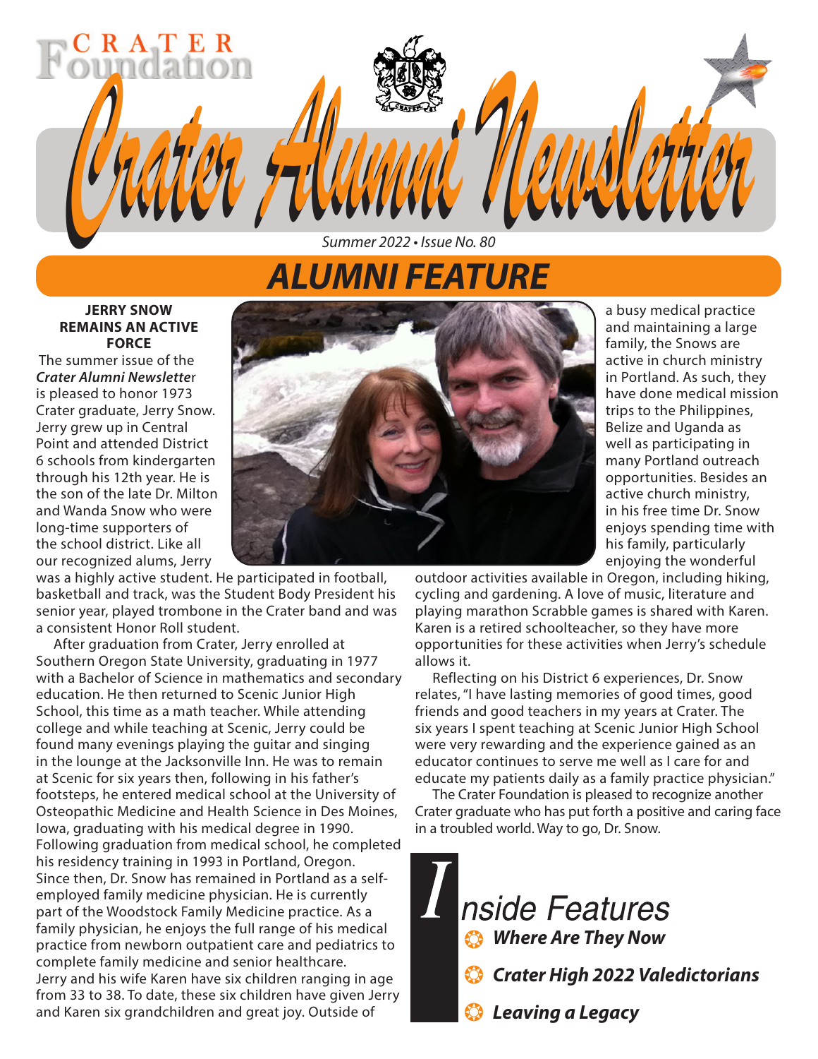CRATER Foundation

# Crater Alumni Newsletter

*Summer 2022 • Issue No. 80*

## ALUMNI FEATURE

**JERRY SNOW REMAINS AN ACTIVE FORCE**

The summer issue of the ***Crater Alumni Newslette***r is pleased to honor 1973 Crater graduate, Jerry Snow. Jerry grew up in Central Point and attended District 6 schools from kindergarten through his 12th year. He is the son of the late Dr. Milton and Wanda Snow who were long-time supporters of the school district. Like all our recognized alums, Jerry was a highly active student. He participated in football, basketball and track, was the Student Body President his senior year, played trombone in the Crater band and was a consistent Honor Roll student.

After graduation from Crater, Jerry enrolled at Southern Oregon State University, graduating in 1977 with a Bachelor of Science in mathematics and secondary education. He then returned to Scenic Junior High School, this time as a math teacher. While attending college and while teaching at Scenic, Jerry could be found many evenings playing the guitar and singing in the lounge at the Jacksonville Inn. He was to remain at Scenic for six years then, following in his father's footsteps, he entered medical school at the University of Osteopathic Medicine and Health Science in Des Moines, Iowa, graduating with his medical degree in 1990. Following graduation from medical school, he completed his residency training in 1993 in Portland, Oregon. Since then, Dr. Snow has remained in Portland as a self-employed family medicine physician. He is currently part of the Woodstock Family Medicine practice. As a family physician, he enjoys the full range of his medical practice from newborn outpatient care and pediatrics to complete family medicine and senior healthcare.

Jerry and his wife Karen have six children ranging in age from 33 to 38. To date, these six children have given Jerry and Karen six grandchildren and great joy. Outside of a busy medical practice and maintaining a large family, the Snows are active in church ministry in Portland. As such, they have done medical mission trips to the Philippines, Belize and Uganda as well as participating in many Portland outreach opportunities. Besides an active church ministry, in his free time Dr. Snow enjoys spending time with his family, particularly enjoying the wonderful outdoor activities available in Oregon, including hiking, cycling and gardening. A love of music, literature and playing marathon Scrabble games is shared with Karen. Karen is a retired schoolteacher, so they have more opportunities for these activities when Jerry's schedule allows it.

Reflecting on his District 6 experiences, Dr. Snow relates, "I have lasting memories of good times, good friends and good teachers in my years at Crater. The six years I spent teaching at Scenic Junior High School were very rewarding and the experience gained as an educator continues to serve me well as I care for and educate my patients daily as a family practice physician."

The Crater Foundation is pleased to recognize another Crater graduate who has put forth a positive and caring face in a troubled world. Way to go, Dr. Snow.

## Inside Features

- ***Where Are They Now***
- ***Crater High 2022 Valedictorians***
- ***Leaving a Legacy***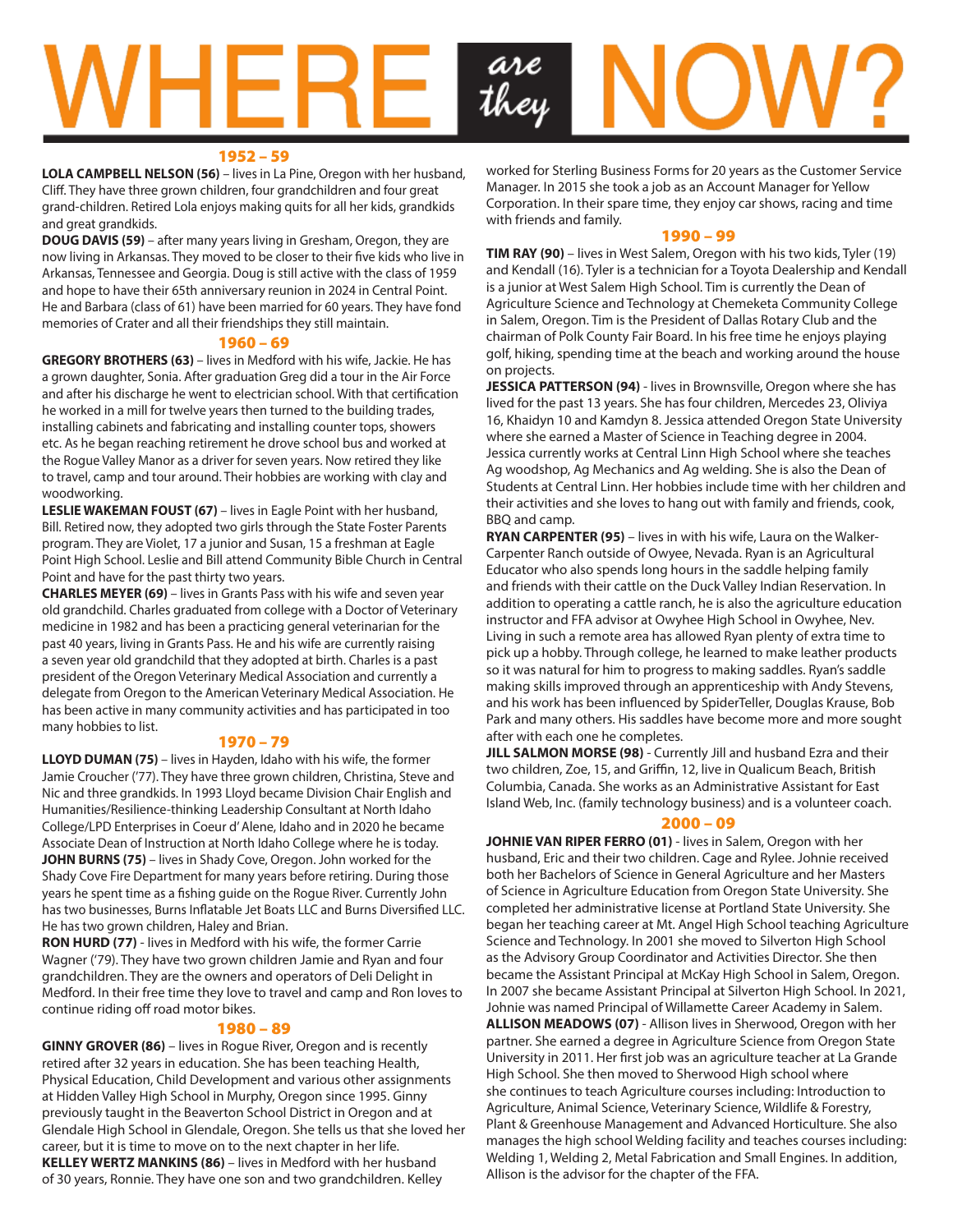# WHERE *are they* NOW?

## 1952 – 59

**LOLA CAMPBELL NELSON (56)** – lives in La Pine, Oregon with her husband, Cliff. They have three grown children, four grandchildren and four great grand-children. Retired Lola enjoys making quits for all her kids, grandkids and great grandkids.

**DOUG DAVIS (59)** – after many years living in Gresham, Oregon, they are now living in Arkansas. They moved to be closer to their five kids who live in Arkansas, Tennessee and Georgia. Doug is still active with the class of 1959 and hope to have their 65th anniversary reunion in 2024 in Central Point. He and Barbara (class of 61) have been married for 60 years. They have fond memories of Crater and all their friendships they still maintain.

## 1960 – 69

**GREGORY BROTHERS (63)** – lives in Medford with his wife, Jackie. He has a grown daughter, Sonia. After graduation Greg did a tour in the Air Force and after his discharge he went to electrician school. With that certification he worked in a mill for twelve years then turned to the building trades, installing cabinets and fabricating and installing counter tops, showers etc. As he began reaching retirement he drove school bus and worked at the Rogue Valley Manor as a driver for seven years. Now retired they like to travel, camp and tour around. Their hobbies are working with clay and woodworking.

**LESLIE WAKEMAN FOUST (67)** – lives in Eagle Point with her husband, Bill. Retired now, they adopted two girls through the State Foster Parents program. They are Violet, 17 a junior and Susan, 15 a freshman at Eagle Point High School. Leslie and Bill attend Community Bible Church in Central Point and have for the past thirty two years.

**CHARLES MEYER (69)** – lives in Grants Pass with his wife and seven year old grandchild. Charles graduated from college with a Doctor of Veterinary medicine in 1982 and has been a practicing general veterinarian for the past 40 years, living in Grants Pass. He and his wife are currently raising a seven year old grandchild that they adopted at birth. Charles is a past president of the Oregon Veterinary Medical Association and currently a delegate from Oregon to the American Veterinary Medical Association. He has been active in many community activities and has participated in too many hobbies to list.

## 1970 – 79

**LLOYD DUMAN (75)** – lives in Hayden, Idaho with his wife, the former Jamie Croucher ('77). They have three grown children, Christina, Steve and Nic and three grandkids. In 1993 Lloyd became Division Chair English and Humanities/Resilience-thinking Leadership Consultant at North Idaho College/LPD Enterprises in Coeur d' Alene, Idaho and in 2020 he became Associate Dean of Instruction at North Idaho College where he is today.

**JOHN BURNS (75)** – lives in Shady Cove, Oregon. John worked for the Shady Cove Fire Department for many years before retiring. During those years he spent time as a fishing guide on the Rogue River. Currently John has two businesses, Burns Inflatable Jet Boats LLC and Burns Diversified LLC. He has two grown children, Haley and Brian.

**RON HURD (77)** - lives in Medford with his wife, the former Carrie Wagner ('79). They have two grown children Jamie and Ryan and four grandchildren. They are the owners and operators of Deli Delight in Medford. In their free time they love to travel and camp and Ron loves to continue riding off road motor bikes.

## 1980 – 89

**GINNY GROVER (86)** – lives in Rogue River, Oregon and is recently retired after 32 years in education. She has been teaching Health, Physical Education, Child Development and various other assignments at Hidden Valley High School in Murphy, Oregon since 1995. Ginny previously taught in the Beaverton School District in Oregon and at Glendale High School in Glendale, Oregon. She tells us that she loved her career, but it is time to move on to the next chapter in her life.

**KELLEY WERTZ MANKINS (86)** – lives in Medford with her husband of 30 years, Ronnie. They have one son and two grandchildren. Kelley worked for Sterling Business Forms for 20 years as the Customer Service Manager. In 2015 she took a job as an Account Manager for Yellow Corporation. In their spare time, they enjoy car shows, racing and time with friends and family.

## 1990 – 99

**TIM RAY (90)** – lives in West Salem, Oregon with his two kids, Tyler (19) and Kendall (16). Tyler is a technician for a Toyota Dealership and Kendall is a junior at West Salem High School. Tim is currently the Dean of Agriculture Science and Technology at Chemeketa Community College in Salem, Oregon. Tim is the President of Dallas Rotary Club and the chairman of Polk County Fair Board. In his free time he enjoys playing golf, hiking, spending time at the beach and working around the house on projects.

**JESSICA PATTERSON (94)** - lives in Brownsville, Oregon where she has lived for the past 13 years. She has four children, Mercedes 23, Oliviya 16, Khaidyn 10 and Kamdyn 8. Jessica attended Oregon State University where she earned a Master of Science in Teaching degree in 2004. Jessica currently works at Central Linn High School where she teaches Ag woodshop, Ag Mechanics and Ag welding. She is also the Dean of Students at Central Linn. Her hobbies include time with her children and their activities and she loves to hang out with family and friends, cook, BBQ and camp.

**RYAN CARPENTER (95)** – lives in with his wife, Laura on the Walker-Carpenter Ranch outside of Owyee, Nevada. Ryan is an Agricultural Educator who also spends long hours in the saddle helping family and friends with their cattle on the Duck Valley Indian Reservation. In addition to operating a cattle ranch, he is also the agriculture education instructor and FFA advisor at Owyhee High School in Owyhee, Nev. Living in such a remote area has allowed Ryan plenty of extra time to pick up a hobby. Through college, he learned to make leather products so it was natural for him to progress to making saddles. Ryan's saddle making skills improved through an apprenticeship with Andy Stevens, and his work has been influenced by SpiderTeller, Douglas Krause, Bob Park and many others. His saddles have become more and more sought after with each one he completes.

**JILL SALMON MORSE (98)** - Currently Jill and husband Ezra and their two children, Zoe, 15, and Griffin, 12, live in Qualicum Beach, British Columbia, Canada. She works as an Administrative Assistant for East Island Web, Inc. (family technology business) and is a volunteer coach.

## 2000 – 09

**JOHNIE VAN RIPER FERRO (01)** - lives in Salem, Oregon with her husband, Eric and their two children. Cage and Rylee. Johnie received both her Bachelors of Science in General Agriculture and her Masters of Science in Agriculture Education from Oregon State University. She completed her administrative license at Portland State University. She began her teaching career at Mt. Angel High School teaching Agriculture Science and Technology. In 2001 she moved to Silverton High School as the Advisory Group Coordinator and Activities Director. She then became the Assistant Principal at McKay High School in Salem, Oregon. In 2007 she became Assistant Principal at Silverton High School. In 2021, Johnie was named Principal of Willamette Career Academy in Salem.

**ALLISON MEADOWS (07)** - Allison lives in Sherwood, Oregon with her partner. She earned a degree in Agriculture Science from Oregon State University in 2011. Her first job was an agriculture teacher at La Grande High School. She then moved to Sherwood High school where she continues to teach Agriculture courses including: Introduction to Agriculture, Animal Science, Veterinary Science, Wildlife & Forestry, Plant & Greenhouse Management and Advanced Horticulture. She also manages the high school Welding facility and teaches courses including: Welding 1, Welding 2, Metal Fabrication and Small Engines. In addition, Allison is the advisor for the chapter of the FFA.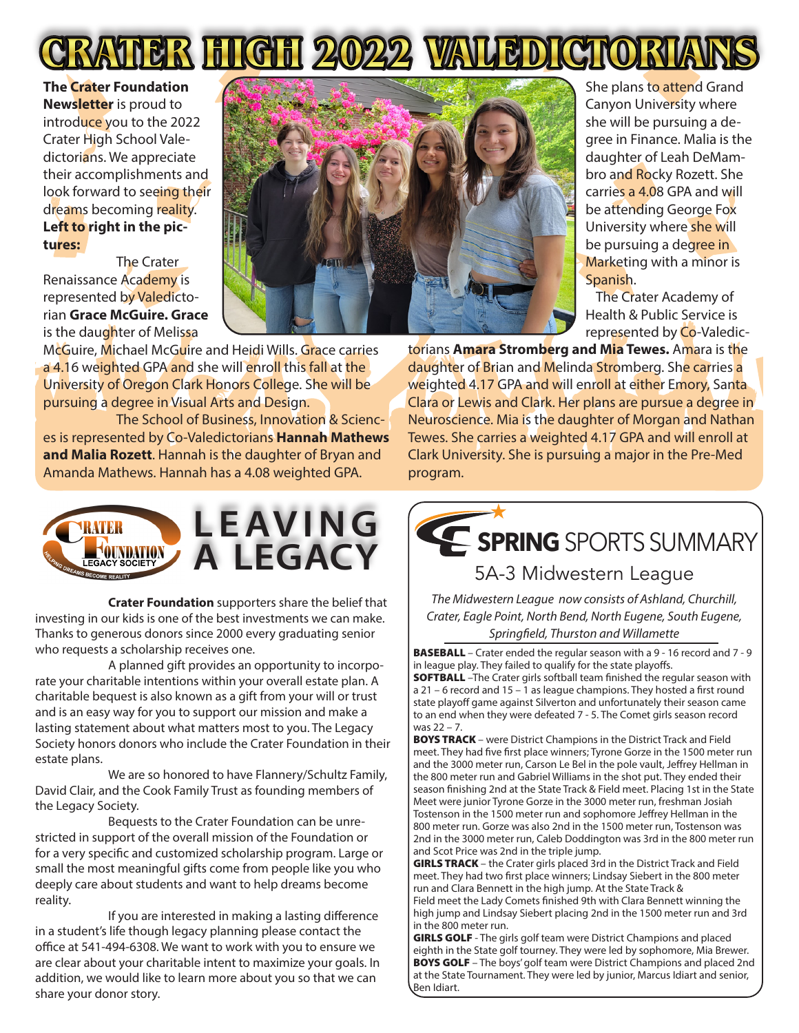# CRATER HIGH 2022 VALEDICTORIANS

**The Crater Foundation Newsletter** is proud to introduce you to the 2022 Crater High School Valedictorians. We appreciate their accomplishments and look forward to seeing their dreams becoming reality. **Left to right in the pictures:**

The Crater Renaissance Academy is represented by Valedictorian **Grace McGuire. Grace** is the daughter of Melissa McGuire, Michael McGuire and Heidi Wills. Grace carries a 4.16 weighted GPA and she will enroll this fall at the University of Oregon Clark Honors College. She will be pursuing a degree in Visual Arts and Design.

The School of Business, Innovation & Sciences is represented by Co-Valedictorians **Hannah Mathews and Malia Rozett**. Hannah is the daughter of Bryan and Amanda Mathews. Hannah has a 4.08 weighted GPA. She plans to attend Grand Canyon University where she will be pursuing a degree in Finance. Malia is the daughter of Leah DeMambro and Rocky Rozett. She carries a 4.08 GPA and will be attending George Fox University where she will be pursuing a degree in Marketing with a minor is Spanish.

The Crater Academy of Health & Public Service is represented by Co-Valedictorians **Amara Stromberg and Mia Tewes.** Amara is the daughter of Brian and Melinda Stromberg. She carries a weighted 4.17 GPA and will enroll at either Emory, Santa Clara or Lewis and Clark. Her plans are pursue a degree in Neuroscience. Mia is the daughter of Morgan and Nathan Tewes. She carries a weighted 4.17 GPA and will enroll at Clark University. She is pursuing a major in the Pre-Med program.

## LEAVING A LEGACY

Crater Foundation Legacy Society — Helping Dreams Become Reality

**Crater Foundation** supporters share the belief that investing in our kids is one of the best investments we can make. Thanks to generous donors since 2000 every graduating senior who requests a scholarship receives one.

A planned gift provides an opportunity to incorporate your charitable intentions within your overall estate plan. A charitable bequest is also known as a gift from your will or trust and is an easy way for you to support our mission and make a lasting statement about what matters most to you. The Legacy Society honors donors who include the Crater Foundation in their estate plans.

We are so honored to have Flannery/Schultz Family, David Clair, and the Cook Family Trust as founding members of the Legacy Society.

Bequests to the Crater Foundation can be unrestricted in support of the overall mission of the Foundation or for a very specific and customized scholarship program. Large or small the most meaningful gifts come from people like you who deeply care about students and want to help dreams become reality.

If you are interested in making a lasting difference in a student's life though legacy planning please contact the office at 541-494-6308. We want to work with you to ensure we are clear about your charitable intent to maximize your goals. In addition, we would like to learn more about you so that we can share your donor story.

## SPRING SPORTS SUMMARY

### 5A-3 Midwestern League

*The Midwestern League now consists of Ashland, Churchill, Crater, Eagle Point, North Bend, North Eugene, South Eugene, Springfield, Thurston and Willamette*

**BASEBALL** – Crater ended the regular season with a 9 - 16 record and 7 - 9 in league play. They failed to qualify for the state playoffs.

**SOFTBALL** –The Crater girls softball team finished the regular season with a 21 – 6 record and 15 – 1 as league champions. They hosted a first round state playoff game against Silverton and unfortunately their season came to an end when they were defeated 7 - 5. The Comet girls season record was 22 – 7.

**BOYS TRACK** – were District Champions in the District Track and Field meet. They had five first place winners; Tyrone Gorze in the 1500 meter run and the 3000 meter run, Carson Le Bel in the pole vault, Jeffrey Hellman in the 800 meter run and Gabriel Williams in the shot put. They ended their season finishing 2nd at the State Track & Field meet. Placing 1st in the State Meet were junior Tyrone Gorze in the 3000 meter run, freshman Josiah Tostenson in the 1500 meter run and sophomore Jeffrey Hellman in the 800 meter run. Gorze was also 2nd in the 1500 meter run, Tostenson was 2nd in the 3000 meter run, Caleb Doddington was 3rd in the 800 meter run and Scot Price was 2nd in the triple jump.

**GIRLS TRACK** – the Crater girls placed 3rd in the District Track and Field meet. They had two first place winners; Lindsay Siebert in the 800 meter run and Clara Bennett in the high jump. At the State Track & Field meet the Lady Comets finished 9th with Clara Bennett winning the high jump and Lindsay Siebert placing 2nd in the 1500 meter run and 3rd in the 800 meter run.

**GIRLS GOLF** - The girls golf team were District Champions and placed eighth in the State golf tourney. They were led by sophomore, Mia Brewer.

**BOYS GOLF** – The boys' golf team were District Champions and placed 2nd at the State Tournament. They were led by junior, Marcus Idiart and senior, Ben Idiart.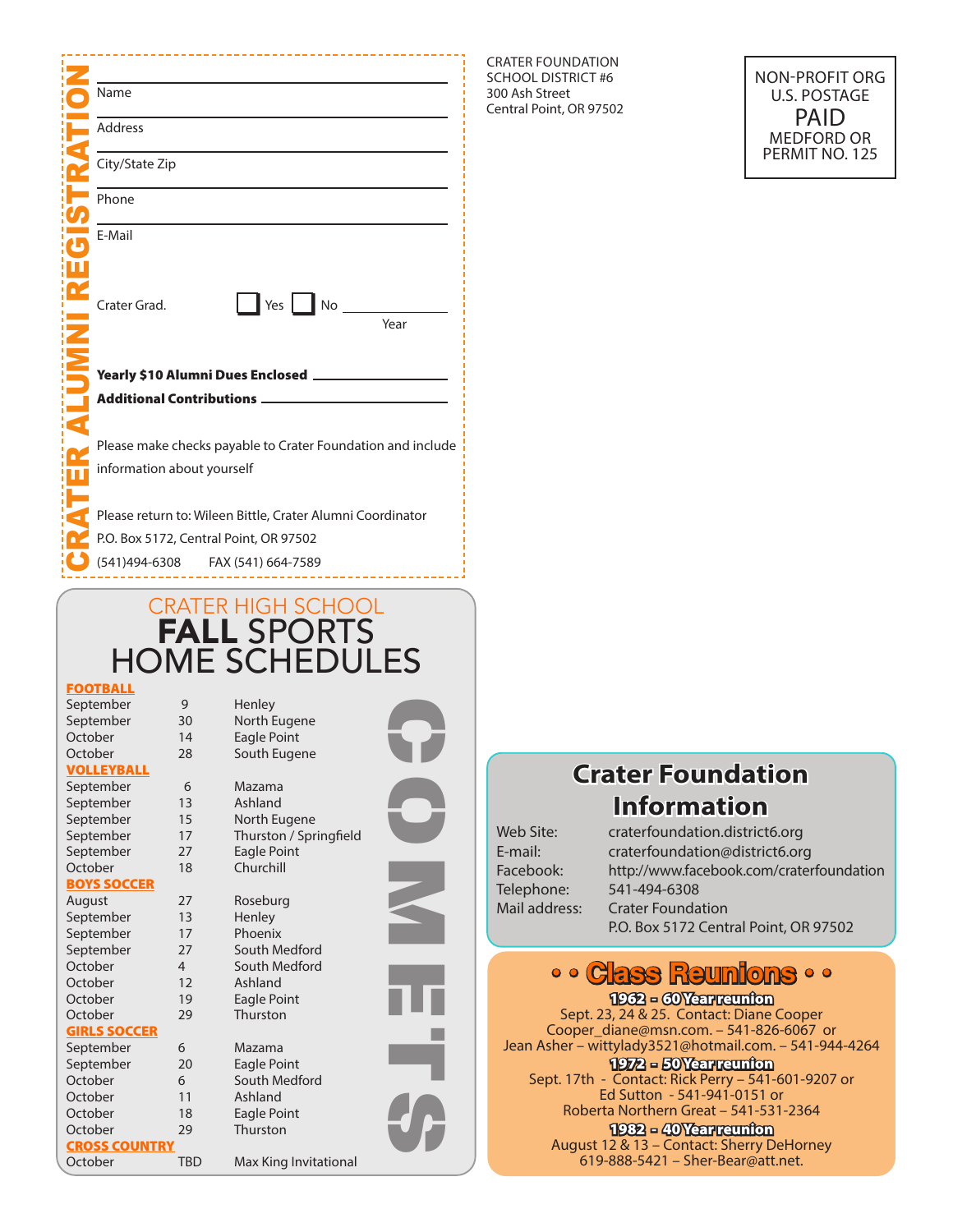## CRATER ALUMNI REGISTRATION

Name ____________________

Address ____________________

City/State Zip ____________________

Phone ____________________

E-Mail ____________________

Crater Grad. ☐ Yes ☐ No ________ Year

**Yearly $10 Alumni Dues Enclosed** ____________________

**Additional Contributions** ____________________

Please make checks payable to Crater Foundation and include information about yourself

Please return to: Wileen Bittle, Crater Alumni Coordinator
P.O. Box 5172, Central Point, OR 97502
(541)494-6308 FAX (541) 664-7589

CRATER FOUNDATION
SCHOOL DISTRICT #6
300 Ash Street
Central Point, OR 97502

NON-PROFIT ORG
U.S. POSTAGE
PAID
MEDFORD OR
PERMIT NO. 125

## CRATER HIGH SCHOOL FALL SPORTS HOME SCHEDULES

COMETS

**FOOTBALL**

| | | |
|---|---|---|
| September | 9 | Henley |
| September | 30 | North Eugene |
| October | 14 | Eagle Point |
| October | 28 | South Eugene |

**VOLLEYBALL**

| | | |
|---|---|---|
| September | 6 | Mazama |
| September | 13 | Ashland |
| September | 15 | North Eugene |
| September | 17 | Thurston / Springfield |
| September | 27 | Eagle Point |
| October | 18 | Churchill |

**BOYS SOCCER**

| | | |
|---|---|---|
| August | 27 | Roseburg |
| September | 13 | Henley |
| September | 17 | Phoenix |
| September | 27 | South Medford |
| October | 4 | South Medford |
| October | 12 | Ashland |
| October | 19 | Eagle Point |
| October | 29 | Thurston |

**GIRLS SOCCER**

| | | |
|---|---|---|
| September | 6 | Mazama |
| September | 20 | Eagle Point |
| October | 6 | South Medford |
| October | 11 | Ashland |
| October | 18 | Eagle Point |
| October | 29 | Thurston |

**CROSS COUNTRY**

| | | |
|---|---|---|
| October | TBD | Max King Invitational |

## Crater Foundation Information

| | |
|---|---|
| Web Site: | craterfoundation.district6.org |
| E-mail: | craterfoundation@district6.org |
| Facebook: | http://www.facebook.com/craterfoundation |
| Telephone: | 541-494-6308 |
| Mail address: | Crater Foundation<br>P.O. Box 5172 Central Point, OR 97502 |

## Class Reunions

**1962 - 60 Year reunion**
Sept. 23, 24 & 25. Contact: Diane Cooper
Cooper_diane@msn.com. – 541-826-6067 or
Jean Asher – wittylady3521@hotmail.com. – 541-944-4264

**1972 - 50 Year reunion**
Sept. 17th - Contact: Rick Perry – 541-601-9207 or
Ed Sutton - 541-941-0151 or
Roberta Northern Great – 541-531-2364

**1982 - 40 Year reunion**
August 12 & 13 – Contact: Sherry DeHorney
619-888-5421 – Sher-Bear@att.net.